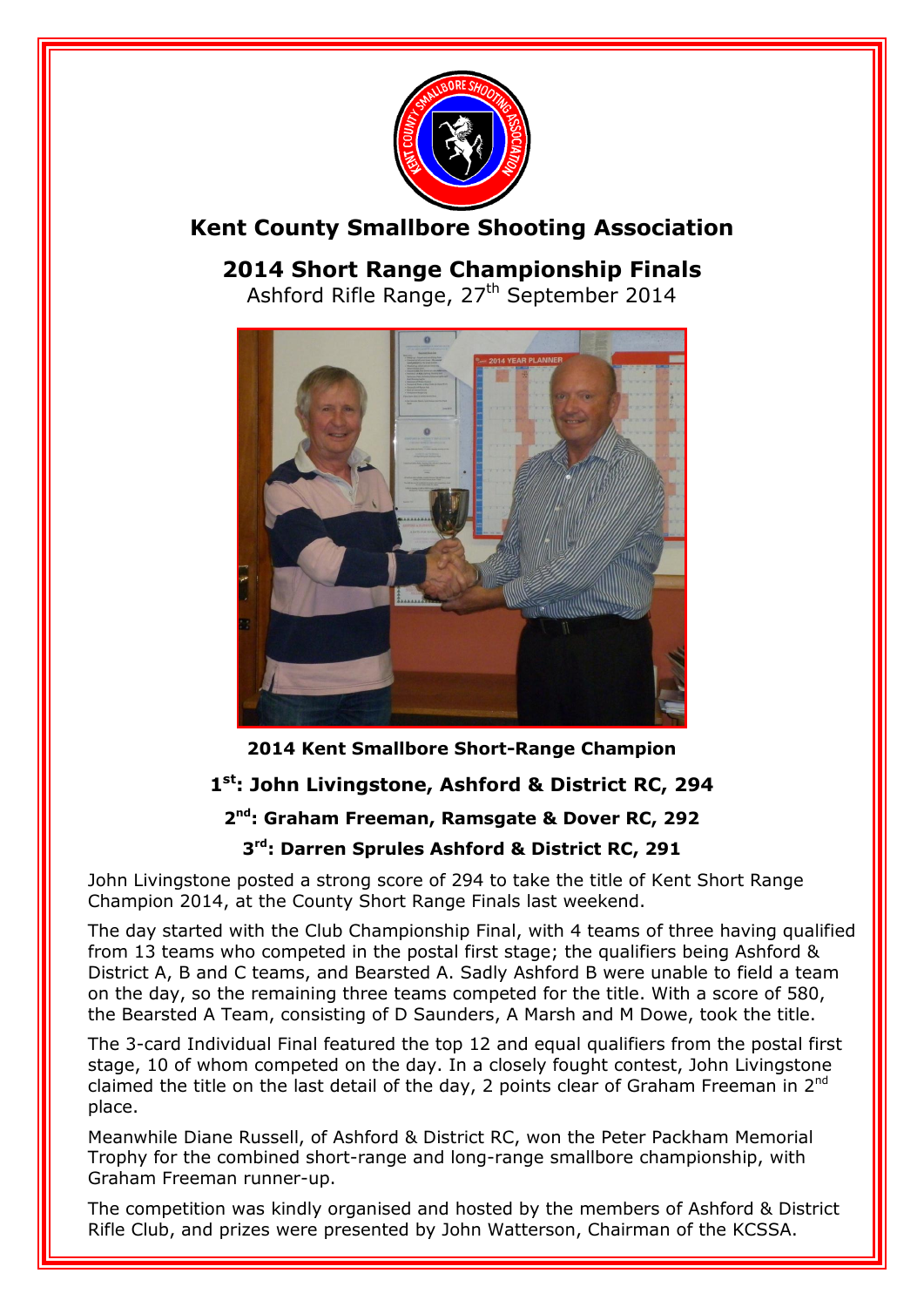# Kent County Smallbore Shooting Association

## 2014 Short Range Championship Finals

Ashford Rifle Range, 27th September 2014

**2014 Kent Smallbore Short-Range Champion**

**1st: John Livingstone, Ashford & District RC, 294**

**2nd: Graham Freeman, Ramsgate & Dover RC, 292**

**3rd: Darren Sprules Ashford & District RC, 291**

John Livingstone posted a strong score of 294 to take the title of Kent Short Range Champion 2014, at the County Short Range Finals last weekend.

The day started with the Club Championship Final, with 4 teams of three having qualified from 13 teams who competed in the postal first stage; the qualifiers being Ashford & District A, B and C teams, and Bearsted A. Sadly Ashford B were unable to field a team on the day, so the remaining three teams competed for the title. With a score of 580, the Bearsted A Team, consisting of D Saunders, A Marsh and M Dowe, took the title.

The 3-card Individual Final featured the top 12 and equal qualifiers from the postal first stage, 10 of whom competed on the day. In a closely fought contest, John Livingstone claimed the title on the last detail of the day, 2 points clear of Graham Freeman in 2nd place.

Meanwhile Diane Russell, of Ashford & District RC, won the Peter Packham Memorial Trophy for the combined short-range and long-range smallbore championship, with Graham Freeman runner-up.

The competition was kindly organised and hosted by the members of Ashford & District Rifle Club, and prizes were presented by John Watterson, Chairman of the KCSSA.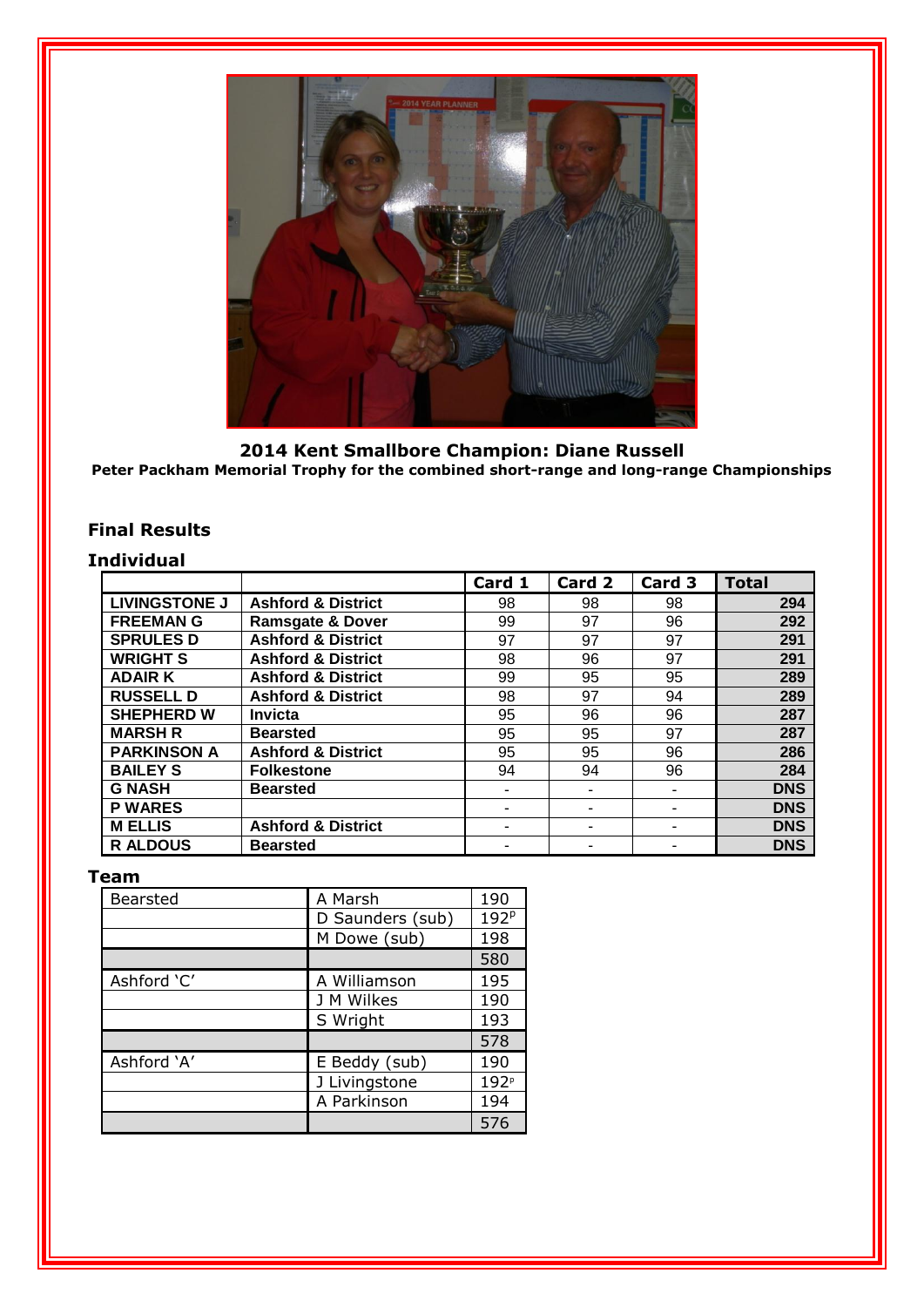**2014 Kent Smallbore Champion: Diane Russell**

**Peter Packham Memorial Trophy for the combined short-range and long-range Championships**

## Final Results

### Individual

| | | Card 1 | Card 2 | Card 3 | Total |
|---|---|---|---|---|---|
| **LIVINGSTONE J** | **Ashford & District** | 98 | 98 | 98 | **294** |
| **FREEMAN G** | **Ramsgate & Dover** | 99 | 97 | 96 | **292** |
| **SPRULES D** | **Ashford & District** | 97 | 97 | 97 | **291** |
| **WRIGHT S** | **Ashford & District** | 98 | 96 | 97 | **291** |
| **ADAIR K** | **Ashford & District** | 99 | 95 | 95 | **289** |
| **RUSSELL D** | **Ashford & District** | 98 | 97 | 94 | **289** |
| **SHEPHERD W** | **Invicta** | 95 | 96 | 96 | **287** |
| **MARSH R** | **Bearsted** | 95 | 95 | 97 | **287** |
| **PARKINSON A** | **Ashford & District** | 95 | 95 | 96 | **286** |
| **BAILEY S** | **Folkestone** | 94 | 94 | 96 | **284** |
| **G NASH** | **Bearsted** | - | - | - | **DNS** |
| **P WARES** | | - | - | - | **DNS** |
| **M ELLIS** | **Ashford & District** | - | - | - | **DNS** |
| **R ALDOUS** | **Bearsted** | - | - | - | **DNS** |

### Team

| | | |
|---|---|---|
| Bearsted | A Marsh | 190 |
| | D Saunders (sub) | 192[p] |
| | M Dowe (sub) | 198 |
| | | 580 |
| Ashford 'C' | A Williamson | 195 |
| | J M Wilkes | 190 |
| | S Wright | 193 |
| | | 578 |
| Ashford 'A' | E Beddy (sub) | 190 |
| | J Livingstone | 192[p] |
| | A Parkinson | 194 |
| | | 576 |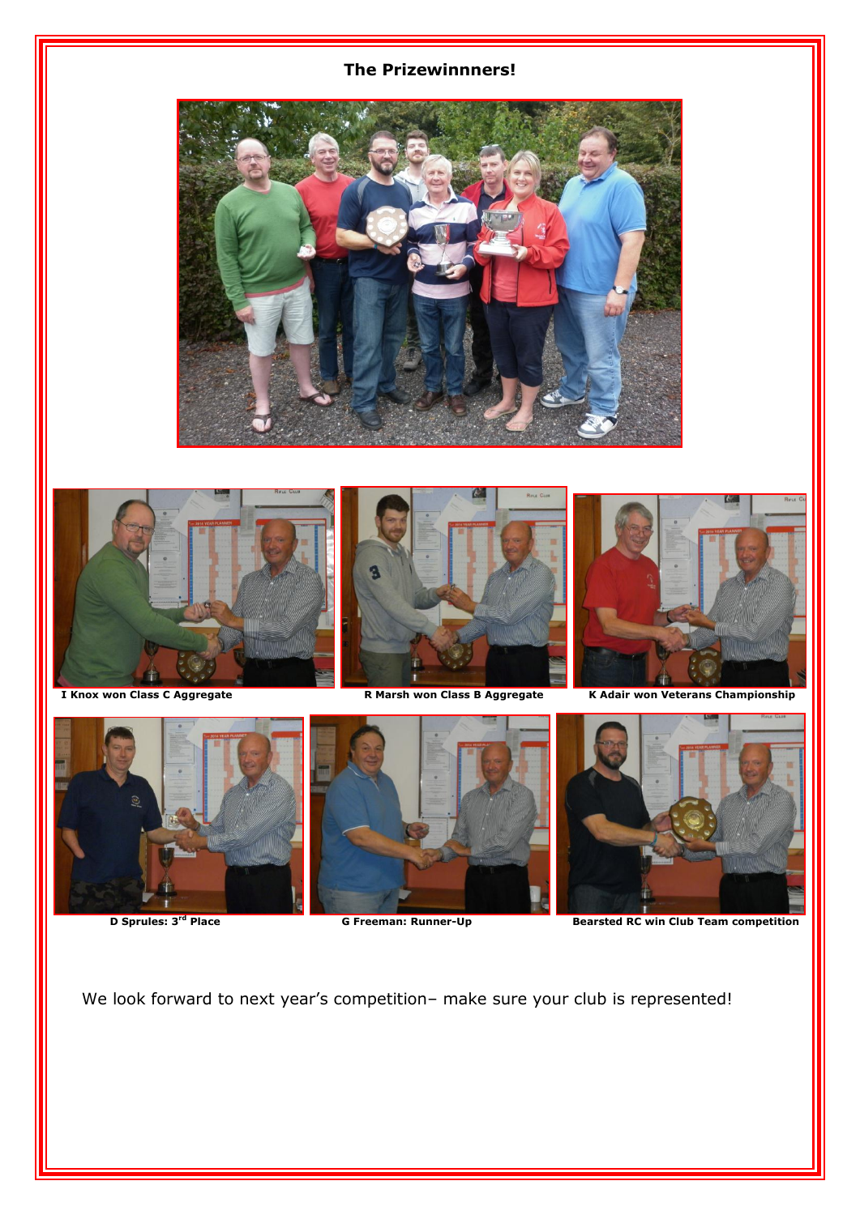# The Prizewinnners!

I Knox won Class C Aggregate

R Marsh won Class B Aggregate

K Adair won Veterans Championship

D Sprules: 3rd Place

G Freeman: Runner-Up

Bearsted RC win Club Team competition

We look forward to next year's competition– make sure your club is represented!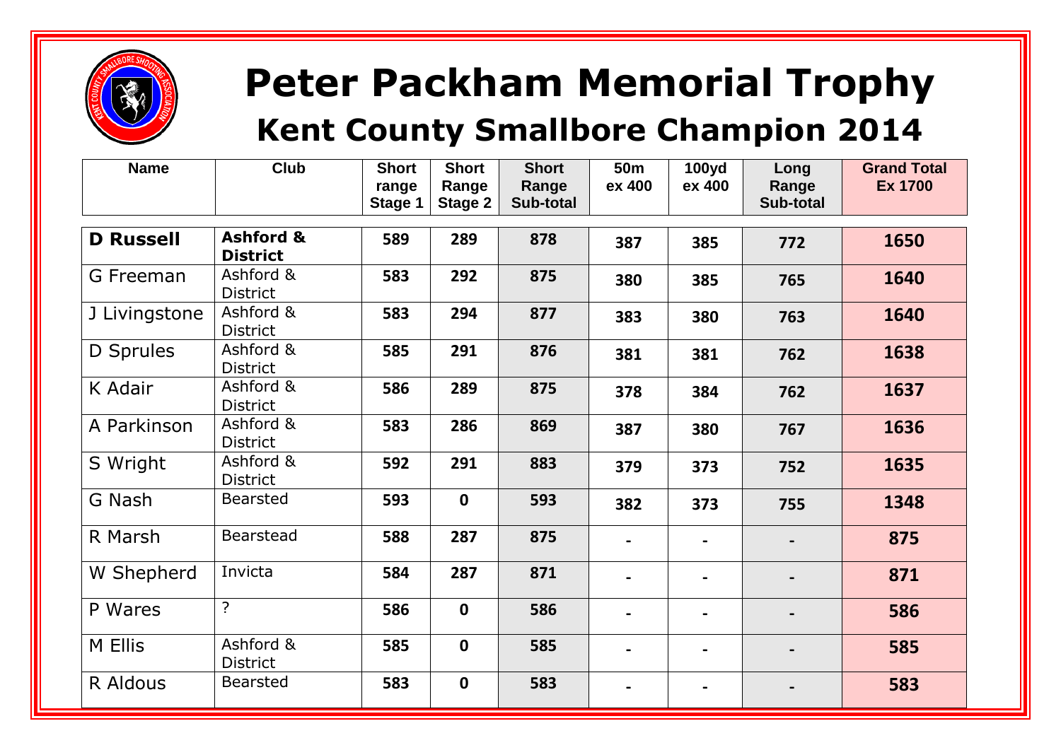# Peter Packham Memorial Trophy

## Kent County Smallbore Champion 2014

| Name | Club | Short range Stage 1 | Short Range Stage 2 | Short Range Sub-total | 50m ex 400 | 100yd ex 400 | Long Range Sub-total | Grand Total Ex 1700 |
|---|---|---|---|---|---|---|---|---|
| **D Russell** | **Ashford & District** | 589 | 289 | 878 | 387 | 385 | 772 | 1650 |
| G Freeman | Ashford & District | 583 | 292 | 875 | 380 | 385 | 765 | 1640 |
| J Livingstone | Ashford & District | 583 | 294 | 877 | 383 | 380 | 763 | 1640 |
| D Sprules | Ashford & District | 585 | 291 | 876 | 381 | 381 | 762 | 1638 |
| K Adair | Ashford & District | 586 | 289 | 875 | 378 | 384 | 762 | 1637 |
| A Parkinson | Ashford & District | 583 | 286 | 869 | 387 | 380 | 767 | 1636 |
| S Wright | Ashford & District | 592 | 291 | 883 | 379 | 373 | 752 | 1635 |
| G Nash | Bearsted | 593 | 0 | 593 | 382 | 373 | 755 | 1348 |
| R Marsh | Bearstead | 588 | 287 | 875 | - | - | - | 875 |
| W Shepherd | Invicta | 584 | 287 | 871 | - | - | - | 871 |
| P Wares | ? | 586 | 0 | 586 | - | - | - | 586 |
| M Ellis | Ashford & District | 585 | 0 | 585 | - | - | - | 585 |
| R Aldous | Bearsted | 583 | 0 | 583 | - | - | - | 583 |